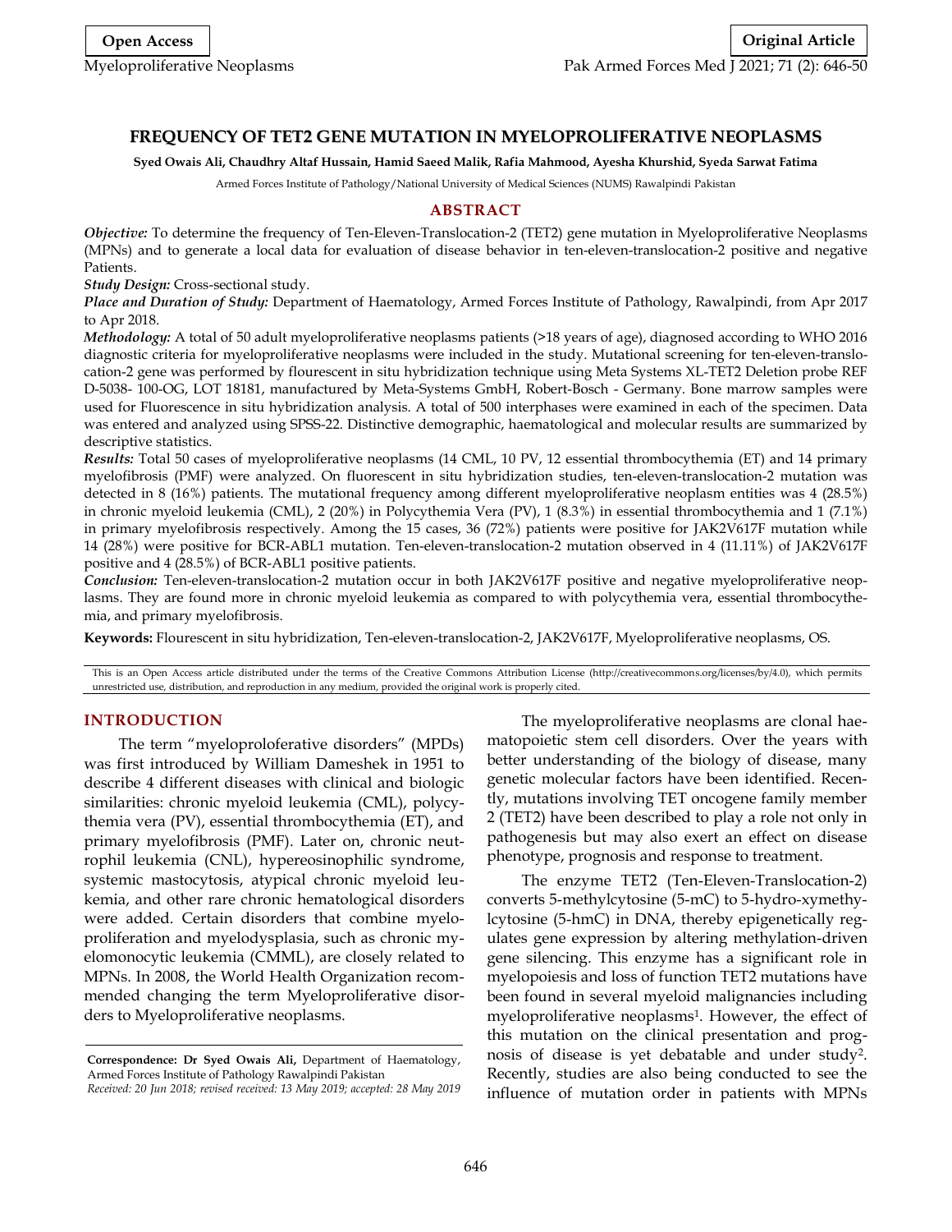# FREQUENCY OF TET2 GENE MUTATION IN MYELOPROLIFERATIVE NEOPLASMS

**Syed Owais Ali, Chaudhry Altaf Hussain, Hamid Saeed Malik, Rafia Mahmood, Ayesha Khurshid, Syeda Sarwat Fatima**

Armed Forces Institute of Pathology/National University of Medical Sciences (NUMS) Rawalpindi Pakistan

## ABSTRACT

***Objective:*** To determine the frequency of Ten-Eleven-Translocation-2 (TET2) gene mutation in Myeloproliferative Neoplasms (MPNs) and to generate a local data for evaluation of disease behavior in ten-eleven-translocation-2 positive and negative Patients.

***Study Design:*** Cross-sectional study.

***Place and Duration of Study:*** Department of Haematology, Armed Forces Institute of Pathology, Rawalpindi, from Apr 2017 to Apr 2018.

***Methodology:*** A total of 50 adult myeloproliferative neoplasms patients (>18 years of age), diagnosed according to WHO 2016 diagnostic criteria for myeloproliferative neoplasms were included in the study. Mutational screening for ten-eleven-translocation-2 gene was performed by flourescent in situ hybridization technique using Meta Systems XL-TET2 Deletion probe REF D-5038- 100-OG, LOT 18181, manufactured by Meta-Systems GmbH, Robert-Bosch - Germany. Bone marrow samples were used for Fluorescence in situ hybridization analysis. A total of 500 interphases were examined in each of the specimen. Data was entered and analyzed using SPSS-22. Distinctive demographic, haematological and molecular results are summarized by descriptive statistics.

***Results:*** Total 50 cases of myeloproliferative neoplasms (14 CML, 10 PV, 12 essential thrombocythemia (ET) and 14 primary myelofibrosis (PMF) were analyzed. On fluorescent in situ hybridization studies, ten-eleven-translocation-2 mutation was detected in 8 (16%) patients. The mutational frequency among different myeloproliferative neoplasm entities was 4 (28.5%) in chronic myeloid leukemia (CML), 2 (20%) in Polycythemia Vera (PV), 1 (8.3%) in essential thrombocythemia and 1 (7.1%) in primary myelofibrosis respectively. Among the 15 cases, 36 (72%) patients were positive for JAK2V617F mutation while 14 (28%) were positive for BCR-ABL1 mutation. Ten-eleven-translocation-2 mutation observed in 4 (11.11%) of JAK2V617F positive and 4 (28.5%) of BCR-ABL1 positive patients.

***Conclusion:*** Ten-eleven-translocation-2 mutation occur in both JAK2V617F positive and negative myeloproliferative neoplasms. They are found more in chronic myeloid leukemia as compared to with polycythemia vera, essential thrombocythemia, and primary myelofibrosis.

**Keywords:** Flourescent in situ hybridization, Ten-eleven-translocation-2, JAK2V617F, Myeloproliferative neoplasms, OS.

This is an Open Access article distributed under the terms of the Creative Commons Attribution License (http://creativecommons.org/licenses/by/4.0), which permits unrestricted use, distribution, and reproduction in any medium, provided the original work is properly cited.

## INTRODUCTION

The term "myeloproloferative disorders" (MPDs) was first introduced by William Dameshek in 1951 to describe 4 different diseases with clinical and biologic similarities: chronic myeloid leukemia (CML), polycythemia vera (PV), essential thrombocythemia (ET), and primary myelofibrosis (PMF). Later on, chronic neutrophil leukemia (CNL), hypereosinophilic syndrome, systemic mastocytosis, atypical chronic myeloid leukemia, and other rare chronic hematological disorders were added. Certain disorders that combine myeloproliferation and myelodysplasia, such as chronic myelomonocytic leukemia (CMML), are closely related to MPNs. In 2008, the World Health Organization recommended changing the term Myeloproliferative disorders to Myeloproliferative neoplasms.

**Correspondence: Dr Syed Owais Ali,** Department of Haematology, Armed Forces Institute of Pathology Rawalpindi Pakistan
*Received: 20 Jun 2018; revised received: 13 May 2019; accepted: 28 May 2019*

The myeloproliferative neoplasms are clonal haematopoietic stem cell disorders. Over the years with better understanding of the biology of disease, many genetic molecular factors have been identified. Recently, mutations involving TET oncogene family member 2 (TET2) have been described to play a role not only in pathogenesis but may also exert an effect on disease phenotype, prognosis and response to treatment.

The enzyme TET2 (Ten-Eleven-Translocation-2) converts 5-methylcytosine (5-mC) to 5-hydro-xymethylcytosine (5-hmC) in DNA, thereby epigenetically regulates gene expression by altering methylation-driven gene silencing. This enzyme has a significant role in myelopoiesis and loss of function TET2 mutations have been found in several myeloid malignancies including myeloproliferative neoplasms[1]. However, the effect of this mutation on the clinical presentation and prognosis of disease is yet debatable and under study[2]. Recently, studies are also being conducted to see the influence of mutation order in patients with MPNs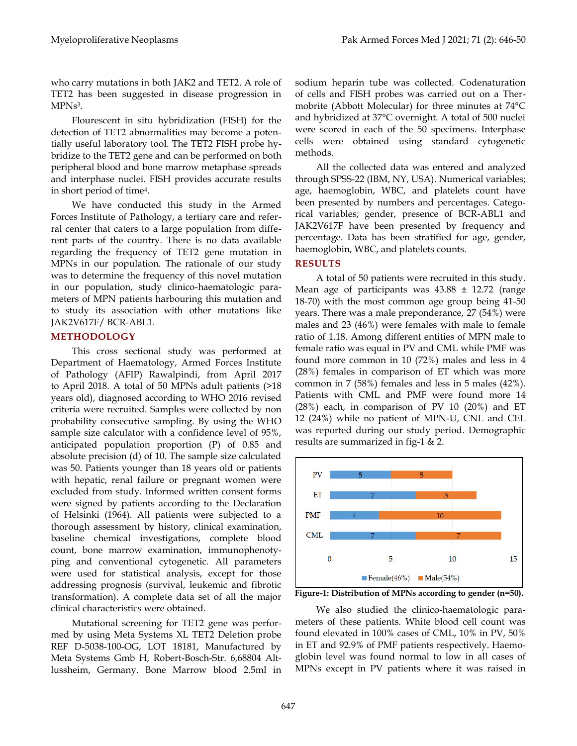who carry mutations in both JAK2 and TET2. A role of TET2 has been suggested in disease progression in MPNs[3].

Flourescent in situ hybridization (FISH) for the detection of TET2 abnormalities may become a potentially useful laboratory tool. The TET2 FISH probe hybridize to the TET2 gene and can be performed on both peripheral blood and bone marrow metaphase spreads and interphase nuclei. FISH provides accurate results in short period of time[4].

We have conducted this study in the Armed Forces Institute of Pathology, a tertiary care and referral center that caters to a large population from different parts of the country. There is no data available regarding the frequency of TET2 gene mutation in MPNs in our population. The rationale of our study was to determine the frequency of this novel mutation in our population, study clinico-haematologic parameters of MPN patients harbouring this mutation and to study its association with other mutations like JAK2V617F/ BCR-ABL1.

## METHODOLOGY

This cross sectional study was performed at Department of Haematology, Armed Forces Institute of Pathology (AFIP) Rawalpindi, from April 2017 to April 2018. A total of 50 MPNs adult patients (>18 years old), diagnosed according to WHO 2016 revised criteria were recruited. Samples were collected by non probability consecutive sampling. By using the WHO sample size calculator with a confidence level of 95%, anticipated population proportion (P) of 0.85 and absolute precision (d) of 10. The sample size calculated was 50. Patients younger than 18 years old or patients with hepatic, renal failure or pregnant women were excluded from study. Informed written consent forms were signed by patients according to the Declaration of Helsinki (1964). All patients were subjected to a thorough assessment by history, clinical examination, baseline chemical investigations, complete blood count, bone marrow examination, immunophenotyping and conventional cytogenetic. All parameters were used for statistical analysis, except for those addressing prognosis (survival, leukemic and fibrotic transformation). A complete data set of all the major clinical characteristics were obtained.

Mutational screening for TET2 gene was performed by using Meta Systems XL TET2 Deletion probe REF D-5038-100-OG, LOT 18181, Manufactured by Meta Systems Gmb H, Robert-Bosch-Str. 6,68804 Altlussheim, Germany. Bone Marrow blood 2.5ml in sodium heparin tube was collected. Codenaturation of cells and FISH probes was carried out on a Thermobrite (Abbott Molecular) for three minutes at 74°C and hybridized at 37°C overnight. A total of 500 nuclei were scored in each of the 50 specimens. Interphase cells were obtained using standard cytogenetic methods.

All the collected data was entered and analyzed through SPSS-22 (IBM, NY, USA). Numerical variables; age, haemoglobin, WBC, and platelets count have been presented by numbers and percentages. Categorical variables; gender, presence of BCR-ABL1 and JAK2V617F have been presented by frequency and percentage. Data has been stratified for age, gender, haemoglobin, WBC, and platelets counts.

## RESULTS

A total of 50 patients were recruited in this study. Mean age of participants was 43.88 ± 12.72 (range 18-70) with the most common age group being 41-50 years. There was a male preponderance, 27 (54%) were males and 23 (46%) were females with male to female ratio of 1.18. Among different entities of MPN male to female ratio was equal in PV and CML while PMF was found more common in 10 (72%) males and less in 4 (28%) females in comparison of ET which was more common in 7 (58%) females and less in 5 males (42%). Patients with CML and PMF were found more 14 (28%) each, in comparison of PV 10 (20%) and ET 12 (24%) while no patient of MPN-U, CNL and CEL was reported during our study period. Demographic results are summarized in fig-1 & 2.

| | Female(46%) | Male(54%) |
|---|---|---|
| PV | 5 | 5 |
| ET | 7 | 5 |
| PMF | 4 | 10 |
| CML | 7 | 7 |

**Figure-1: Distribution of MPNs according to gender (n=50).**

We also studied the clinico-haematologic parameters of these patients. White blood cell count was found elevated in 100% cases of CML, 10% in PV, 50% in ET and 92.9% of PMF patients respectively. Haemoglobin level was found normal to low in all cases of MPNs except in PV patients where it was raised in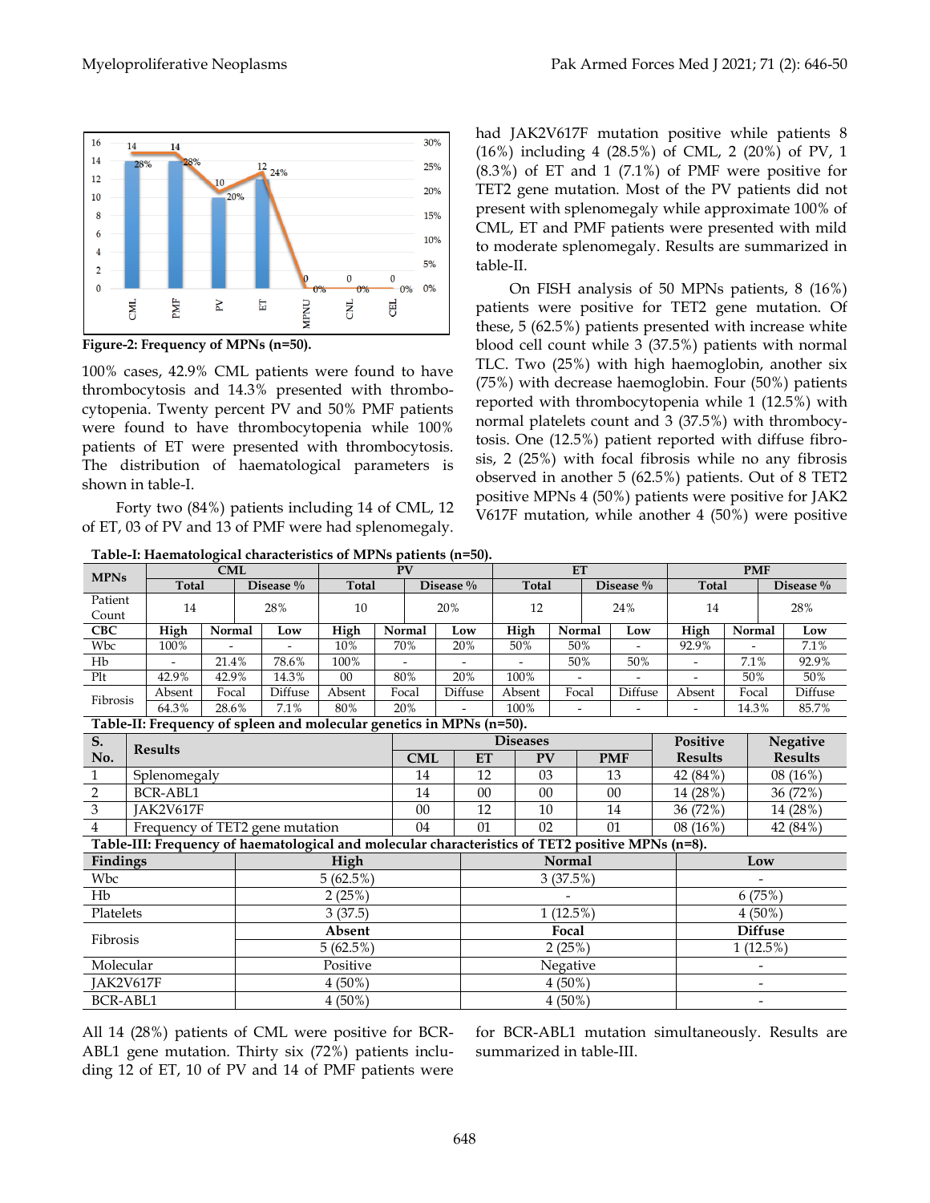Figure-2: Frequency of MPNs (n=50).

100% cases, 42.9% CML patients were found to have thrombocytosis and 14.3% presented with thrombocytopenia. Twenty percent PV and 50% PMF patients were found to have thrombocytopenia while 100% patients of ET were presented with thrombocytosis. The distribution of haematological parameters is shown in table-I.

Forty two (84%) patients including 14 of CML, 12 of ET, 03 of PV and 13 of PMF were had splenomegaly. All 14 (28%) patients of CML were positive for BCR-ABL1 gene mutation. Thirty six (72%) patients including 12 of ET, 10 of PV and 14 of PMF patients were had JAK2V617F mutation positive while patients 8 (16%) including 4 (28.5%) of CML, 2 (20%) of PV, 1 (8.3%) of ET and 1 (7.1%) of PMF were positive for TET2 gene mutation. Most of the PV patients did not present with splenomegaly while approximate 100% of CML, ET and PMF patients were presented with mild to moderate splenomegaly. Results are summarized in table-II.

On FISH analysis of 50 MPNs patients, 8 (16%) patients were positive for TET2 gene mutation. Of these, 5 (62.5%) patients presented with increase white blood cell count while 3 (37.5%) patients with normal TLC. Two (25%) with high haemoglobin, another six (75%) with decrease haemoglobin. Four (50%) patients reported with thrombocytopenia while 1 (12.5%) with normal platelets count and 3 (37.5%) with thrombocytosis. One (12.5%) patient reported with diffuse fibrosis, 2 (25%) with focal fibrosis while no any fibrosis observed in another 5 (62.5%) patients. Out of 8 TET2 positive MPNs 4 (50%) patients were positive for JAK2 V617F mutation, while another 4 (50%) were positive for BCR-ABL1 mutation simultaneously. Results are summarized in table-III.

**Table-I: Haematological characteristics of MPNs patients (n=50).**

| MPNs | CML | | | PV | | | ET | | | PMF | | |
|---|---|---|---|---|---|---|---|---|---|---|---|---|
| | Total | | Disease % | Total | | Disease % | Total | | Disease % | Total | | Disease % |
| Patient Count | 14 | | 28% | 10 | | 20% | 12 | | 24% | 14 | | 28% |
| CBC | High | Normal | Low | High | Normal | Low | High | Normal | Low | High | Normal | Low |
| Wbc | 100% | - | - | 10% | 70% | 20% | 50% | 50% | - | 92.9% | - | 7.1% |
| Hb | - | 21.4% | 78.6% | 100% | - | - | - | 50% | 50% | - | 7.1% | 92.9% |
| Plt | 42.9% | 42.9% | 14.3% | 00 | 80% | 20% | 100% | - | - | - | 50% | 50% |
| Fibrosis | Absent | Focal | Diffuse | Absent | Focal | Diffuse | Absent | Focal | Diffuse | Absent | Focal | Diffuse |
| | 64.3% | 28.6% | 7.1% | 80% | 20% | - | 100% | - | - | - | 14.3% | 85.7% |

**Table-II: Frequency of spleen and molecular genetics in MPNs (n=50).**

| S. No. | Results | Diseases | | | | Positive Results | Negative Results |
|---|---|---|---|---|---|---|---|
| | | CML | ET | PV | PMF | | |
| 1 | Splenomegaly | 14 | 12 | 03 | 13 | 42 (84%) | 08 (16%) |
| 2 | BCR-ABL1 | 14 | 00 | 00 | 00 | 14 (28%) | 36 (72%) |
| 3 | JAK2V617F | 00 | 12 | 10 | 14 | 36 (72%) | 14 (28%) |
| 4 | Frequency of TET2 gene mutation | 04 | 01 | 02 | 01 | 08 (16%) | 42 (84%) |

**Table-III: Frequency of haematological and molecular characteristics of TET2 positive MPNs (n=8).**

| Findings | High | Normal | Low |
|---|---|---|---|
| Wbc | 5 (62.5%) | 3 (37.5%) | - |
| Hb | 2 (25%) | - | 6 (75%) |
| Platelets | 3 (37.5) | 1 (12.5%) | 4 (50%) |
| Fibrosis | **Absent** | **Focal** | **Diffuse** |
| | 5 (62.5%) | 2 (25%) | 1 (12.5%) |
| Molecular | Positive | Negative | - |
| JAK2V617F | 4 (50%) | 4 (50%) | - |
| BCR-ABL1 | 4 (50%) | 4 (50%) | - |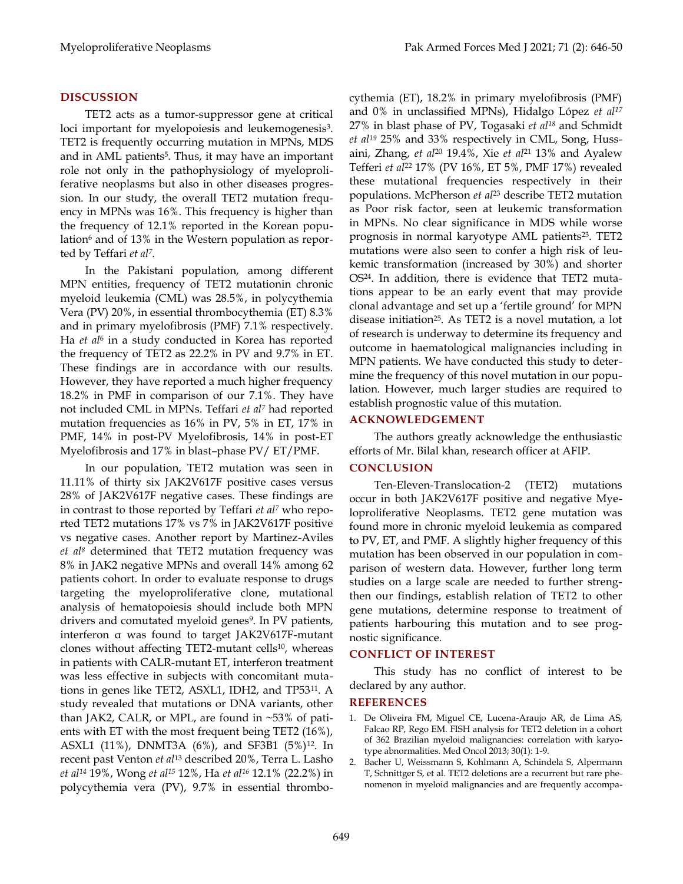## DISCUSSION

TET2 acts as a tumor-suppressor gene at critical loci important for myelopoiesis and leukemogenesis[3]. TET2 is frequently occurring mutation in MPNs, MDS and in AML patients[5]. Thus, it may have an important role not only in the pathophysiology of myeloproliferative neoplasms but also in other diseases progression. In our study, the overall TET2 mutation frequency in MPNs was 16%. This frequency is higher than the frequency of 12.1% reported in the Korean population[6] and of 13% in the Western population as reported by Teffari *et al*[7].

In the Pakistani population, among different MPN entities, frequency of TET2 mutationin chronic myeloid leukemia (CML) was 28.5%, in polycythemia Vera (PV) 20%, in essential thrombocythemia (ET) 8.3% and in primary myelofibrosis (PMF) 7.1% respectively. Ha *et al*[6] in a study conducted in Korea has reported the frequency of TET2 as 22.2% in PV and 9.7% in ET. These findings are in accordance with our results. However, they have reported a much higher frequency 18.2% in PMF in comparison of our 7.1%. They have not included CML in MPNs. Teffari *et al*[7] had reported mutation frequencies as 16% in PV, 5% in ET, 17% in PMF, 14% in post-PV Myelofibrosis, 14% in post-ET Myelofibrosis and 17% in blast–phase PV/ ET/PMF.

In our population, TET2 mutation was seen in 11.11% of thirty six JAK2V617F positive cases versus 28% of JAK2V617F negative cases. These findings are in contrast to those reported by Teffari *et al*[7] who reported TET2 mutations 17% vs 7% in JAK2V617F positive vs negative cases. Another report by Martinez-Aviles *et al*[8] determined that TET2 mutation frequency was 8% in JAK2 negative MPNs and overall 14% among 62 patients cohort. In order to evaluate response to drugs targeting the myeloproliferative clone, mutational analysis of hematopoiesis should include both MPN drivers and comutated myeloid genes[9]. In PV patients, interferon α was found to target JAK2V617F-mutant clones without affecting TET2-mutant cells[10], whereas in patients with CALR-mutant ET, interferon treatment was less effective in subjects with concomitant mutations in genes like TET2, ASXL1, IDH2, and TP53[11]. A study revealed that mutations or DNA variants, other than JAK2, CALR, or MPL, are found in ~53% of patients with ET with the most frequent being TET2 (16%), ASXL1 (11%), DNMT3A (6%), and SF3B1 (5%)[12]. In recent past Venton *et al*[13] described 20%, Terra L. Lasho *et al*[14] 19%, Wong *et al*[15] 12%, Ha *et al*[16] 12.1% (22.2%) in polycythemia vera (PV), 9.7% in essential thrombocythemia (ET), 18.2% in primary myelofibrosis (PMF) and 0% in unclassified MPNs), Hidalgo López *et al*[17] 27% in blast phase of PV, Togasaki *et al*[18] and Schmidt *et al*[19] 25% and 33% respectively in CML, Song, Hussaini, Zhang, *et al*[20] 19.4%, Xie *et al*[21] 13% and Ayalew Tefferi *et al*[22] 17% (PV 16%, ET 5%, PMF 17%) revealed these mutational frequencies respectively in their populations. McPherson *et al*[23] describe TET2 mutation as Poor risk factor, seen at leukemic transformation in MPNs. No clear significance in MDS while worse prognosis in normal karyotype AML patients[23]. TET2 mutations were also seen to confer a high risk of leukemic transformation (increased by 30%) and shorter OS[24]. In addition, there is evidence that TET2 mutations appear to be an early event that may provide clonal advantage and set up a 'fertile ground' for MPN disease initiation[25]. As TET2 is a novel mutation, a lot of research is underway to determine its frequency and outcome in haematological malignancies including in MPN patients. We have conducted this study to determine the frequency of this novel mutation in our population. However, much larger studies are required to establish prognostic value of this mutation.

## ACKNOWLEDGEMENT

The authors greatly acknowledge the enthusiastic efforts of Mr. Bilal khan, research officer at AFIP.

## CONCLUSION

Ten-Eleven-Translocation-2 (TET2) mutations occur in both JAK2V617F positive and negative Myeloproliferative Neoplasms. TET2 gene mutation was found more in chronic myeloid leukemia as compared to PV, ET, and PMF. A slightly higher frequency of this mutation has been observed in our population in comparison of western data. However, further long term studies on a large scale are needed to further strengthen our findings, establish relation of TET2 to other gene mutations, determine response to treatment of patients harbouring this mutation and to see prognostic significance.

## CONFLICT OF INTEREST

This study has no conflict of interest to be declared by any author.

## REFERENCES

1. De Oliveira FM, Miguel CE, Lucena-Araujo AR, de Lima AS, Falcao RP, Rego EM. FISH analysis for TET2 deletion in a cohort of 362 Brazilian myeloid malignancies: correlation with karyotype abnormalities. Med Oncol 2013; 30(1): 1-9.
2. Bacher U, Weissmann S, Kohlmann A, Schindela S, Alpermann T, Schnittger S, et al. TET2 deletions are a recurrent but rare phenomenon in myeloid malignancies and are frequently accompa-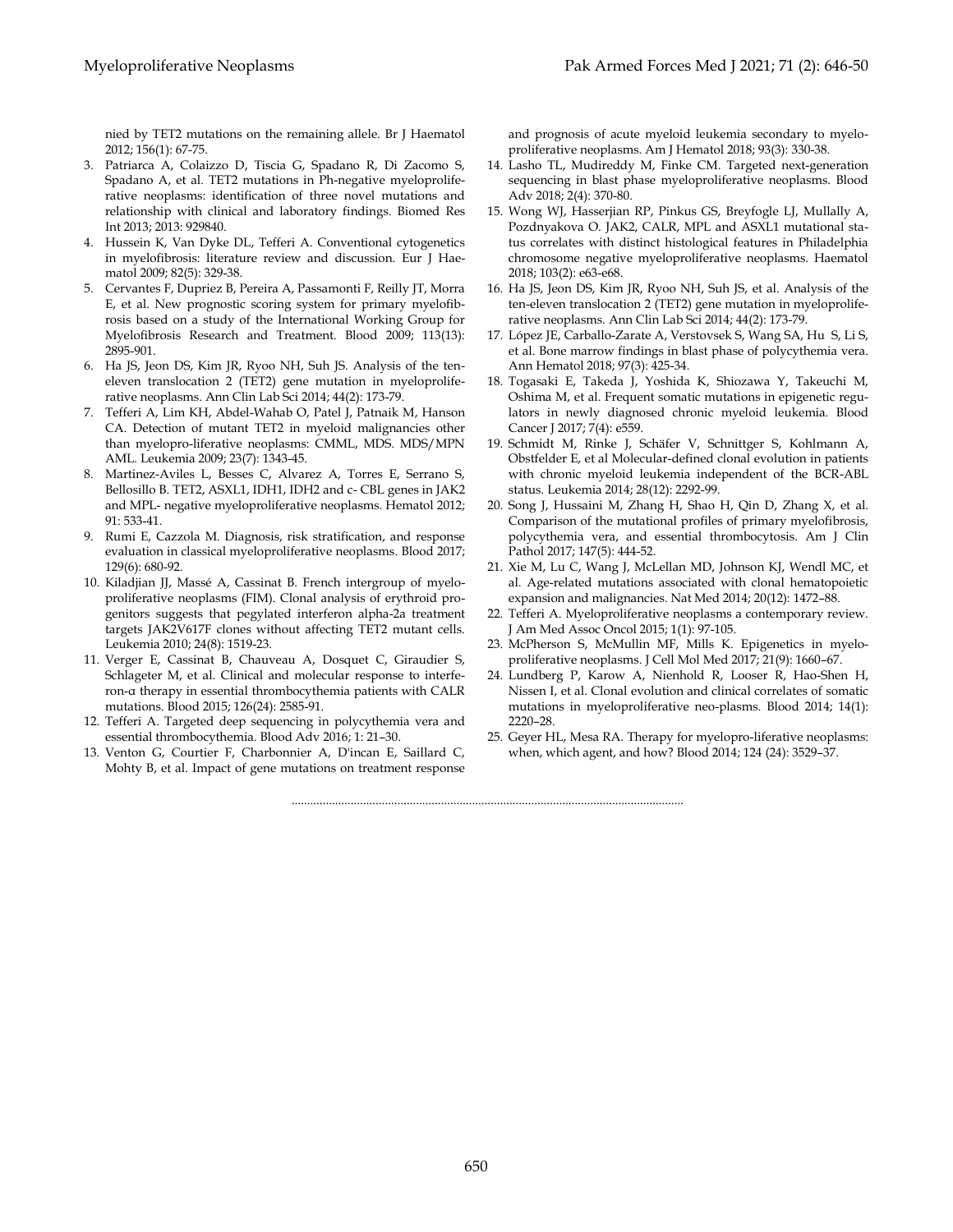nied by TET2 mutations on the remaining allele. Br J Haematol 2012; 156(1): 67-75.

3. Patriarca A, Colaizzo D, Tiscia G, Spadano R, Di Zacomo S, Spadano A, et al. TET2 mutations in Ph-negative myeloproliferative neoplasms: identification of three novel mutations and relationship with clinical and laboratory findings. Biomed Res Int 2013; 2013: 929840.
4. Hussein K, Van Dyke DL, Tefferi A. Conventional cytogenetics in myelofibrosis: literature review and discussion. Eur J Haematol 2009; 82(5): 329-38.
5. Cervantes F, Dupriez B, Pereira A, Passamonti F, Reilly JT, Morra E, et al. New prognostic scoring system for primary myelofibrosis based on a study of the International Working Group for Myelofibrosis Research and Treatment. Blood 2009; 113(13): 2895-901.
6. Ha JS, Jeon DS, Kim JR, Ryoo NH, Suh JS. Analysis of the ten-eleven translocation 2 (TET2) gene mutation in myeloproliferative neoplasms. Ann Clin Lab Sci 2014; 44(2): 173-79.
7. Tefferi A, Lim KH, Abdel-Wahab O, Patel J, Patnaik M, Hanson CA. Detection of mutant TET2 in myeloid malignancies other than myelopro-liferative neoplasms: CMML, MDS. MDS/MPN AML. Leukemia 2009; 23(7): 1343-45.
8. Martinez-Aviles L, Besses C, Alvarez A, Torres E, Serrano S, Bellosillo B. TET2, ASXL1, IDH1, IDH2 and c- CBL genes in JAK2 and MPL- negative myeloproliferative neoplasms. Hematol 2012; 91: 533-41.
9. Rumi E, Cazzola M. Diagnosis, risk stratification, and response evaluation in classical myeloproliferative neoplasms. Blood 2017; 129(6): 680-92.
10. Kiladjian JJ, Massé A, Cassinat B. French intergroup of myeloproliferative neoplasms (FIM). Clonal analysis of erythroid progenitors suggests that pegylated interferon alpha-2a treatment targets JAK2V617F clones without affecting TET2 mutant cells. Leukemia 2010; 24(8): 1519-23.
11. Verger E, Cassinat B, Chauveau A, Dosquet C, Giraudier S, Schlageter M, et al. Clinical and molecular response to interferon-α therapy in essential thrombocythemia patients with CALR mutations. Blood 2015; 126(24): 2585-91.
12. Tefferi A. Targeted deep sequencing in polycythemia vera and essential thrombocythemia. Blood Adv 2016; 1: 21–30.
13. Venton G, Courtier F, Charbonnier A, D'incan E, Saillard C, Mohty B, et al. Impact of gene mutations on treatment response and prognosis of acute myeloid leukemia secondary to myeloproliferative neoplasms. Am J Hematol 2018; 93(3): 330-38.
14. Lasho TL, Mudireddy M, Finke CM. Targeted next-generation sequencing in blast phase myeloproliferative neoplasms. Blood Adv 2018; 2(4): 370-80.
15. Wong WJ, Hasserjian RP, Pinkus GS, Breyfogle LJ, Mullally A, Pozdnyakova O. JAK2, CALR, MPL and ASXL1 mutational status correlates with distinct histological features in Philadelphia chromosome negative myeloproliferative neoplasms. Haematol 2018; 103(2): e63-e68.
16. Ha JS, Jeon DS, Kim JR, Ryoo NH, Suh JS, et al. Analysis of the ten-eleven translocation 2 (TET2) gene mutation in myeloproliferative neoplasms. Ann Clin Lab Sci 2014; 44(2): 173-79.
17. López JE, Carballo-Zarate A, Verstovsek S, Wang SA, Hu S, Li S, et al. Bone marrow findings in blast phase of polycythemia vera. Ann Hematol 2018; 97(3): 425-34.
18. Togasaki E, Takeda J, Yoshida K, Shiozawa Y, Takeuchi M, Oshima M, et al. Frequent somatic mutations in epigenetic regulators in newly diagnosed chronic myeloid leukemia. Blood Cancer J 2017; 7(4): e559.
19. Schmidt M, Rinke J, Schäfer V, Schnittger S, Kohlmann A, Obstfelder E, et al Molecular-defined clonal evolution in patients with chronic myeloid leukemia independent of the BCR-ABL status. Leukemia 2014; 28(12): 2292-99.
20. Song J, Hussaini M, Zhang H, Shao H, Qin D, Zhang X, et al. Comparison of the mutational profiles of primary myelofibrosis, polycythemia vera, and essential thrombocytosis. Am J Clin Pathol 2017; 147(5): 444-52.
21. Xie M, Lu C, Wang J, McLellan MD, Johnson KJ, Wendl MC, et al. Age-related mutations associated with clonal hematopoietic expansion and malignancies. Nat Med 2014; 20(12): 1472–88.
22. Tefferi A. Myeloproliferative neoplasms a contemporary review. J Am Med Assoc Oncol 2015; 1(1): 97-105.
23. McPherson S, McMullin MF, Mills K. Epigenetics in myeloproliferative neoplasms. J Cell Mol Med 2017; 21(9): 1660–67.
24. Lundberg P, Karow A, Nienhold R, Looser R, Hao-Shen H, Nissen I, et al. Clonal evolution and clinical correlates of somatic mutations in myeloproliferative neo-plasms. Blood 2014; 14(1): 2220–28.
25. Geyer HL, Mesa RA. Therapy for myelopro-liferative neoplasms: when, which agent, and how? Blood 2014; 124 (24): 3529–37.

.............................................................................................................................